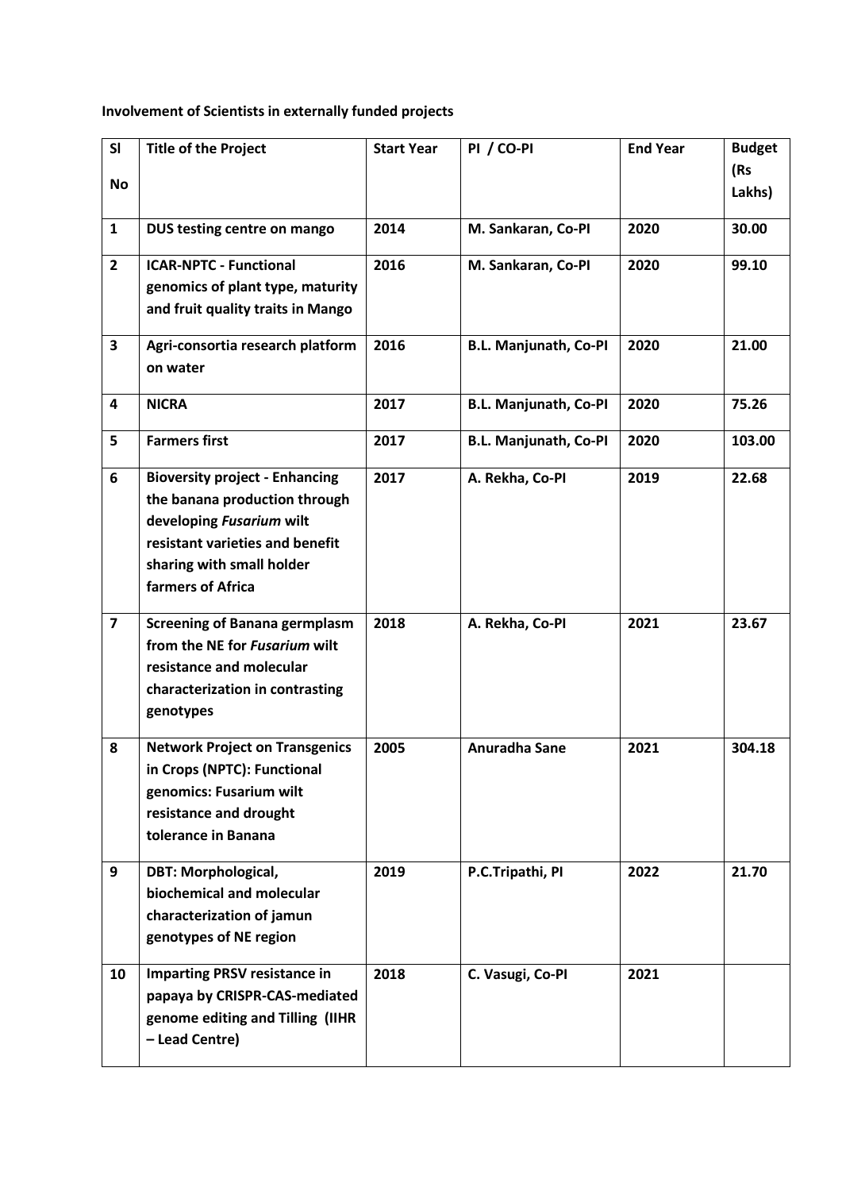**Involvement of Scientists in externally funded projects**

| Sl No | Title of the Project | Start Year | PI / CO-PI | End Year | Budget (Rs Lakhs) |
|---|---|---|---|---|---|
| **1** | **DUS testing centre on mango** | **2014** | **M. Sankaran, Co-PI** | **2020** | **30.00** |
| **2** | **ICAR-NPTC - Functional genomics of plant type, maturity and fruit quality traits in Mango** | **2016** | **M. Sankaran, Co-PI** | **2020** | **99.10** |
| **3** | **Agri-consortia research platform on water** | **2016** | **B.L. Manjunath, Co-PI** | **2020** | **21.00** |
| **4** | **NICRA** | **2017** | **B.L. Manjunath, Co-PI** | **2020** | **75.26** |
| **5** | **Farmers first** | **2017** | **B.L. Manjunath, Co-PI** | **2020** | **103.00** |
| **6** | **Bioversity project - Enhancing the banana production through developing *Fusarium* wilt resistant varieties and benefit sharing with small holder farmers of Africa** | **2017** | **A. Rekha, Co-PI** | **2019** | **22.68** |
| **7** | **Screening of Banana germplasm from the NE for *Fusarium* wilt resistance and molecular characterization in contrasting genotypes** | **2018** | **A. Rekha, Co-PI** | **2021** | **23.67** |
| **8** | **Network Project on Transgenics in Crops (NPTC): Functional genomics: Fusarium wilt resistance and drought tolerance in Banana** | **2005** | **Anuradha Sane** | **2021** | **304.18** |
| **9** | **DBT: Morphological, biochemical and molecular characterization of jamun genotypes of NE region** | **2019** | **P.C.Tripathi, PI** | **2022** | **21.70** |
| **10** | **Imparting PRSV resistance in papaya by CRISPR-CAS-mediated genome editing and Tilling (IIHR – Lead Centre)** | **2018** | **C. Vasugi, Co-PI** | **2021** | |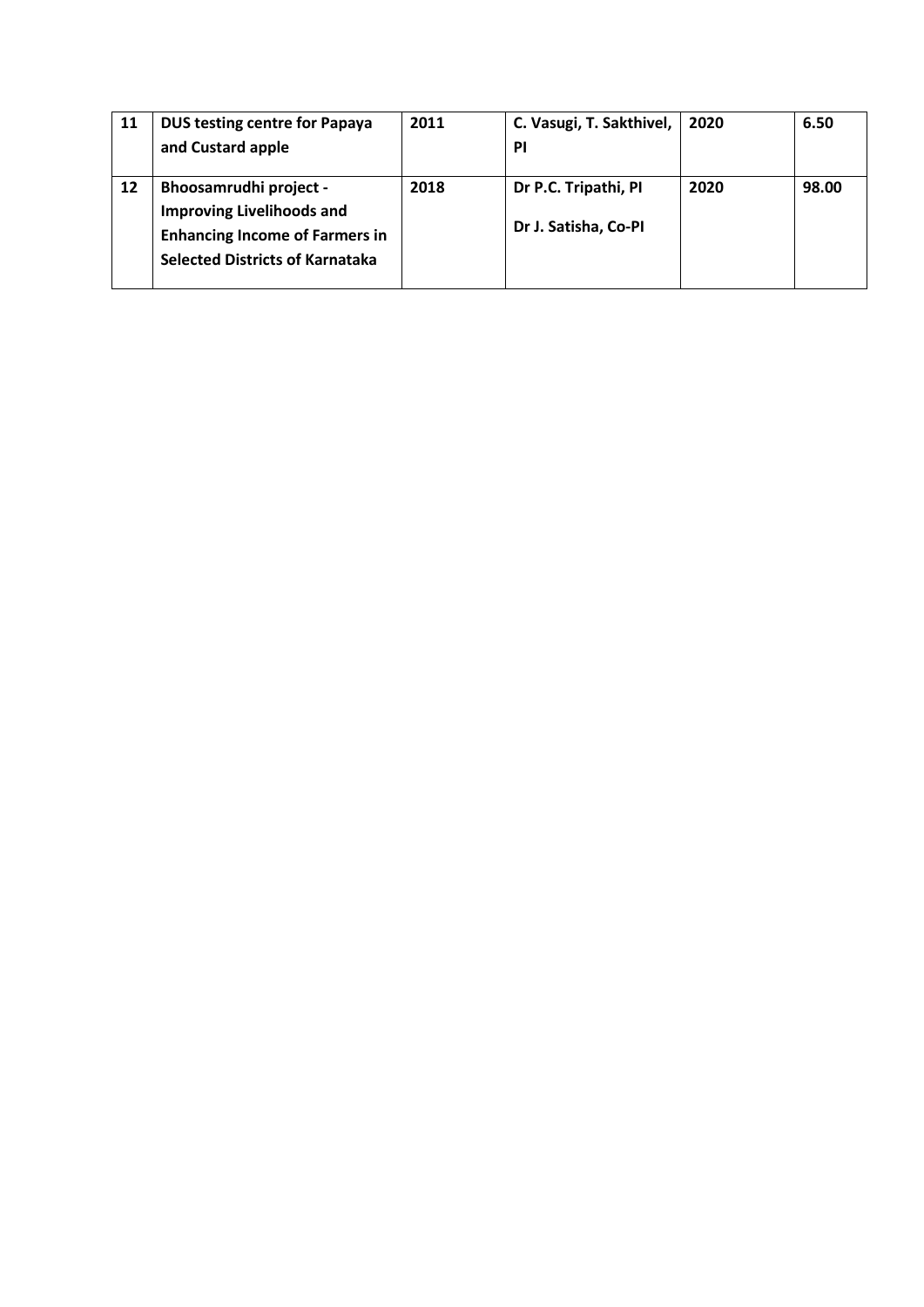| | | | | | |
|---|---|---|---|---|---|
| **11** | **DUS testing centre for Papaya and Custard apple** | **2011** | **C. Vasugi, T. Sakthivel, PI** | **2020** | **6.50** |
| **12** | **Bhoosamrudhi project - Improving Livelihoods and Enhancing Income of Farmers in Selected Districts of Karnataka** | **2018** | **Dr P.C. Tripathi, PI**<br>**Dr J. Satisha, Co-PI** | **2020** | **98.00** |